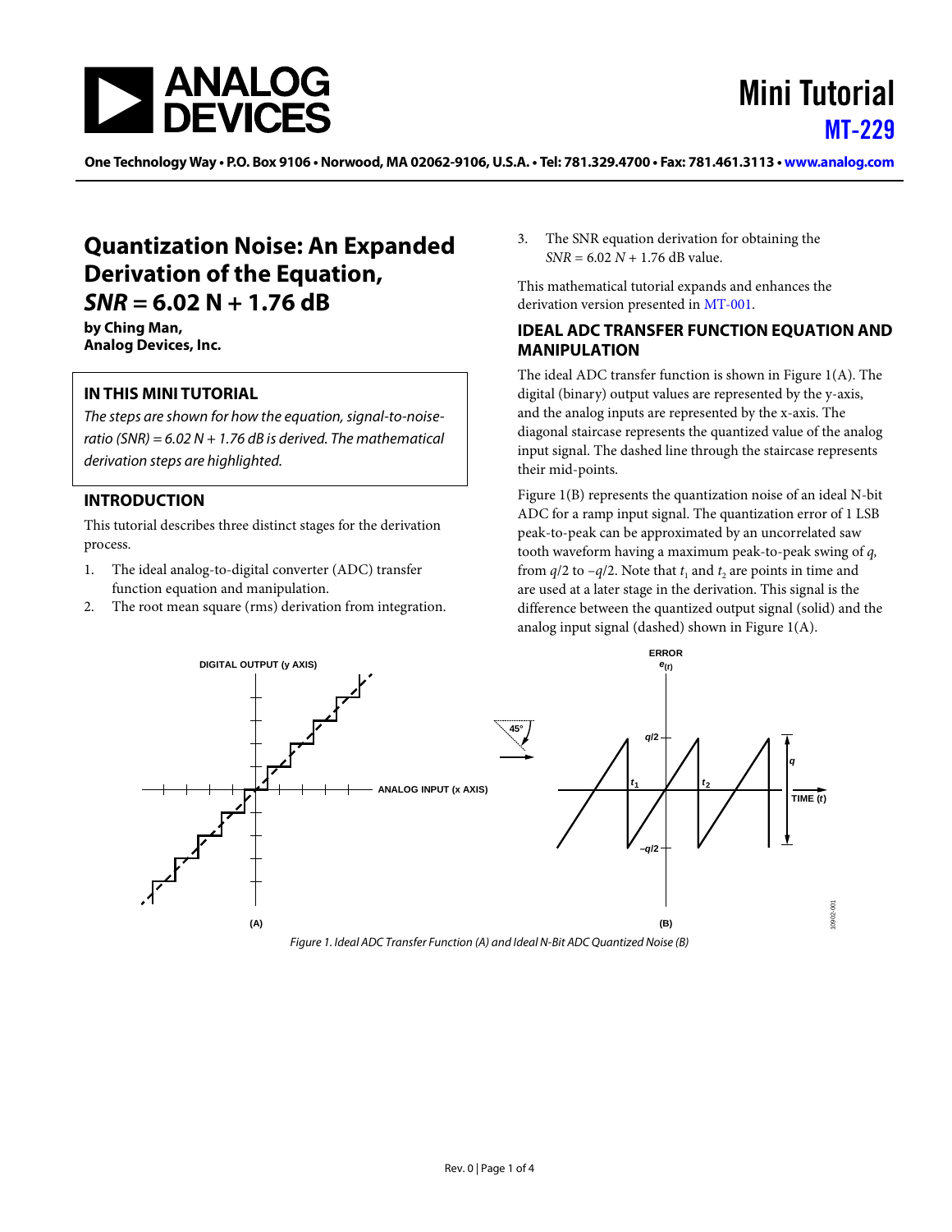# Quantization Noise: An Expanded Derivation of the Equation, *SNR* = 6.02 N + 1.76 dB

**by Ching Man, Analog Devices, Inc.**

## IN THIS MINI TUTORIAL

*The steps are shown for how the equation, signal-to-noise-ratio (SNR) = 6.02 N + 1.76 dB is derived. The mathematical derivation steps are highlighted.*

## INTRODUCTION

This tutorial describes three distinct stages for the derivation process.

1. The ideal analog-to-digital converter (ADC) transfer function equation and manipulation.
2. The root mean square (rms) derivation from integration.
3. The SNR equation derivation for obtaining the $SNR = 6.02\ N + 1.76$ dB value.

This mathematical tutorial expands and enhances the derivation version presented in MT-001.

## IDEAL ADC TRANSFER FUNCTION EQUATION AND MANIPULATION

The ideal ADC transfer function is shown in Figure 1(A). The digital (binary) output values are represented by the y-axis, and the analog inputs are represented by the x-axis. The diagonal staircase represents the quantized value of the analog input signal. The dashed line through the staircase represents their mid-points.

Figure 1(B) represents the quantization noise of an ideal N-bit ADC for a ramp input signal. The quantization error of 1 LSB peak-to-peak can be approximated by an uncorrelated saw tooth waveform having a maximum peak-to-peak swing of $q$, from $q/2$ to $-q/2$. Note that $t_1$ and $t_2$ are points in time and are used at a later stage in the derivation. This signal is the difference between the quantized output signal (solid) and the analog input signal (dashed) shown in Figure 1(A).

*Figure 1. Ideal ADC Transfer Function (A) and Ideal N-Bit ADC Quantized Noise (B)*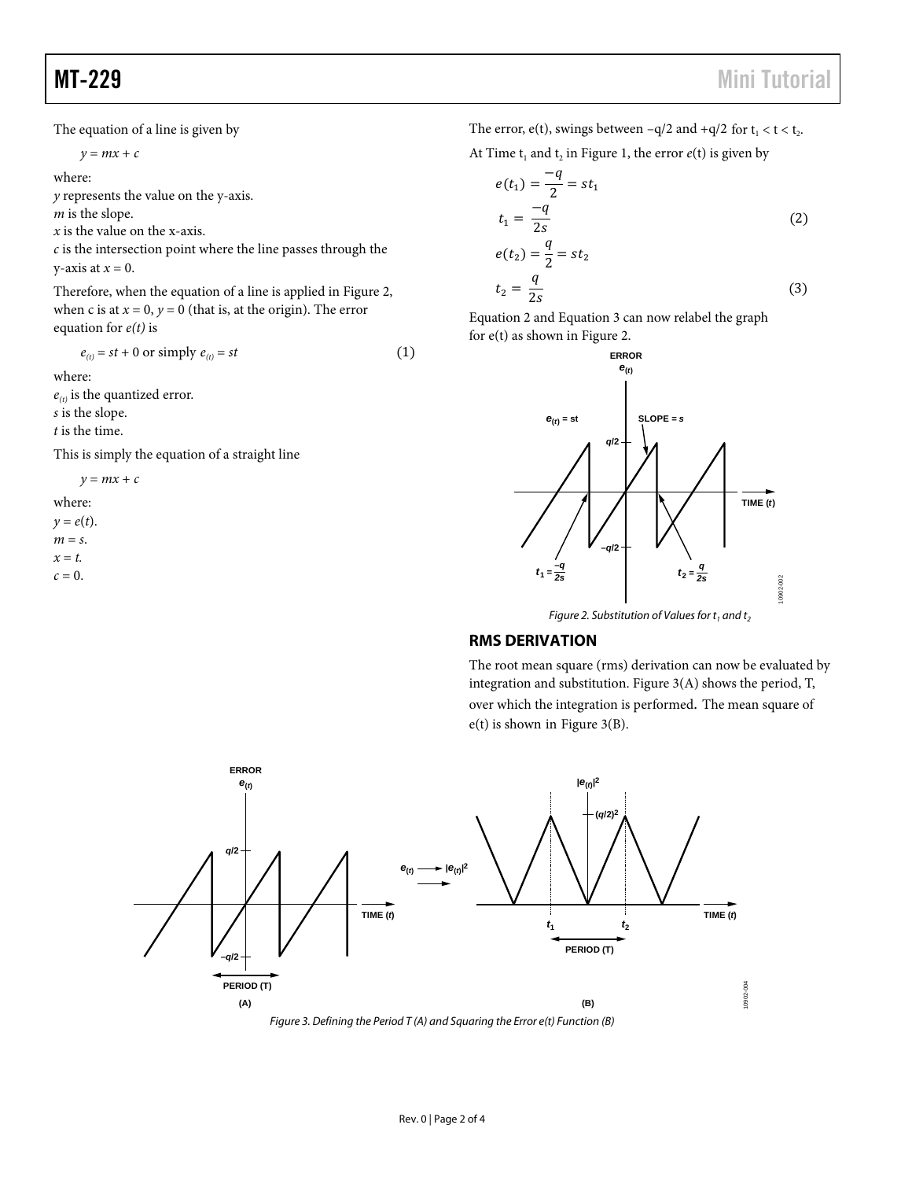The equation of a line is given by

$$y = mx + c$$

where:
$y$ represents the value on the y-axis.
$m$ is the slope.
$x$ is the value on the x-axis.
$c$ is the intersection point where the line passes through the y-axis at $x = 0$.

Therefore, when the equation of a line is applied in Figure 2, when c is at $x = 0$, $y = 0$ (that is, at the origin). The error equation for *e(t)* is

$$e_{(t)} = st + 0 \text{ or simply } e_{(t)} = st \tag{1}$$

where:
$e_{(t)}$ is the quantized error.
$s$ is the slope.
$t$ is the time.

This is simply the equation of a straight line

$$y = mx + c$$

where:
$y = e(t)$.
$m = s$.
$x = t$.
$c = 0$.

The error, e(t), swings between $-q/2$ and $+q/2$ for $t_1 < t < t_2$.

At Time $t_1$ and $t_2$ in Figure 1, the error $e(t)$ is given by

$$e(t_1) = \frac{-q}{2} = st_1$$

$$t_1 = \frac{-q}{2s} \tag{2}$$

$$e(t_2) = \frac{q}{2} = st_2$$

$$t_2 = \frac{q}{2s} \tag{3}$$

Equation 2 and Equation 3 can now relabel the graph for e(t) as shown in Figure 2.

Figure 2. Substitution of Values for $t_1$ and $t_2$

## RMS DERIVATION

The root mean square (rms) derivation can now be evaluated by integration and substitution. Figure 3(A) shows the period, T, over which the integration is performed. The mean square of e(t) is shown in Figure 3(B).

Figure 3. Defining the Period T (A) and Squaring the Error e(t) Function (B)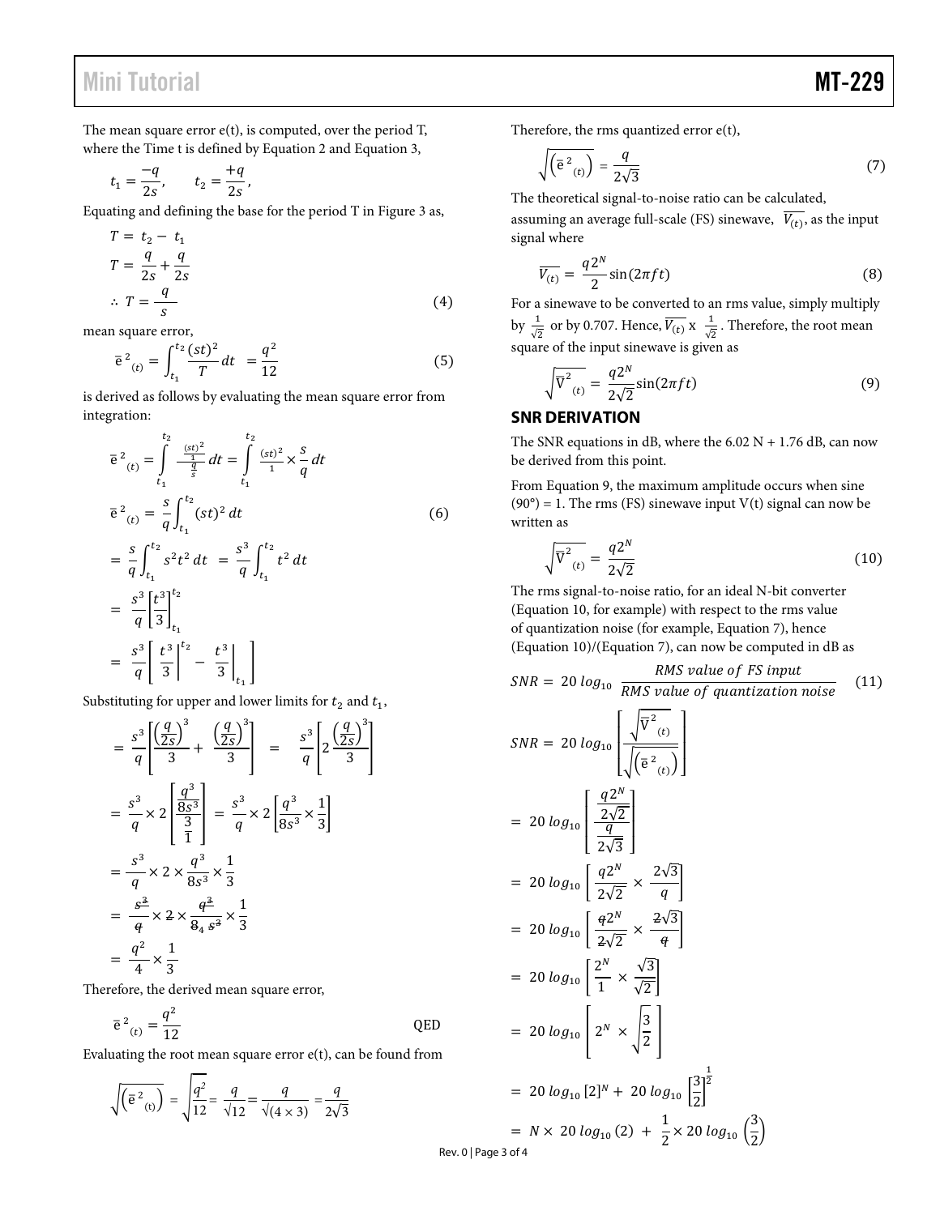The mean square error e(t), is computed, over the period T, where the Time t is defined by Equation 2 and Equation 3,

$$t_1 = \frac{-q}{2s}, \qquad t_2 = \frac{+q}{2s},$$

Equating and defining the base for the period T in Figure 3 as,

$$T = t_2 - t_1$$

$$T = \frac{q}{2s} + \frac{q}{2s}$$

$$\therefore T = \frac{q}{s} \tag{4}$$

mean square error,

$$\bar{e}^2_{(t)} = \int_{t_1}^{t_2} \frac{(st)^2}{T} dt = \frac{q^2}{12} \tag{5}$$

is derived as follows by evaluating the mean square error from integration:

$$\bar{e}^2_{(t)} = \int_{t_1}^{t_2} \frac{\frac{(st)^2}{1}}{\frac{q}{s}} dt = \int_{t_1}^{t_2} \frac{(st)^2}{1} \times \frac{s}{q} dt$$

$$\bar{e}^2_{(t)} = \frac{s}{q} \int_{t_1}^{t_2} (st)^2 \, dt \tag{6}$$

$$= \frac{s}{q} \int_{t_1}^{t_2} s^2 t^2 \, dt = \frac{s^3}{q} \int_{t_1}^{t_2} t^2 \, dt$$

$$= \frac{s^3}{q} \left[ \frac{t^3}{3} \right]_{t_1}^{t_2}$$

$$= \frac{s^3}{q} \left[ \left. \frac{t^3}{3} \right|^{t_2} - \left. \frac{t^3}{3} \right|_{t_1} \right]$$

Substituting for upper and lower limits for $t_2$ and $t_1$,

$$= \frac{s^3}{q} \left[ \frac{\left(\frac{q}{2s}\right)^3}{3} + \frac{\left(\frac{q}{2s}\right)^3}{3} \right] = \frac{s^3}{q} \left[ 2 \frac{\left(\frac{q}{2s}\right)^3}{3} \right]$$

$$= \frac{s^3}{q} \times 2 \left[ \frac{\frac{q^3}{8s^3}}{\frac{3}{1}} \right] = \frac{s^3}{q} \times 2 \left[ \frac{q^3}{8s^3} \times \frac{1}{3} \right]$$

$$= \frac{s^3}{q} \times 2 \times \frac{q^3}{8s^3} \times \frac{1}{3}$$

$$= \frac{\cancel{s^3}}{\cancel{q}} \times \cancel{2} \times \frac{\cancel{q^3}}{\cancel{8}_4 \cancel{s^3}} \times \frac{1}{3}$$

$$= \frac{q^2}{4} \times \frac{1}{3}$$

Therefore, the derived mean square error,

$$\bar{e}^2_{(t)} = \frac{q^2}{12} \qquad \text{QED}$$

Evaluating the root mean square error e(t), can be found from

$$\sqrt{\left(\bar{e}^2_{(t)}\right)} = \sqrt{\frac{q^2}{12}} = \frac{q}{\sqrt{12}} = \frac{q}{\sqrt{(4 \times 3)}} = \frac{q}{2\sqrt{3}}$$

Therefore, the rms quantized error e(t),

$$\sqrt{\left(\bar{e}^2_{(t)}\right)} = \frac{q}{2\sqrt{3}} \tag{7}$$

The theoretical signal-to-noise ratio can be calculated, assuming an average full-scale (FS) sinewave, $\overline{V_{(t)}}$, as the input signal where

$$\overline{V_{(t)}} = \frac{q 2^N}{2} \sin(2\pi f t) \tag{8}$$

For a sinewave to be converted to an rms value, simply multiply by $\frac{1}{\sqrt{2}}$ or by 0.707. Hence, $\overline{V_{(t)}}$ x $\frac{1}{\sqrt{2}}$. Therefore, the root mean square of the input sinewave is given as

$$\sqrt{\bar{V}^2_{(t)}} = \frac{q 2^N}{2\sqrt{2}} \sin(2\pi f t) \tag{9}$$

## SNR DERIVATION

The SNR equations in dB, where the 6.02 N + 1.76 dB, can now be derived from this point.

From Equation 9, the maximum amplitude occurs when sine (90°) = 1. The rms (FS) sinewave input V(t) signal can now be written as

$$\sqrt{\bar{V}^2_{(t)}} = \frac{q 2^N}{2\sqrt{2}} \tag{10}$$

The rms signal-to-noise ratio, for an ideal N-bit converter (Equation 10, for example) with respect to the rms value of quantization noise (for example, Equation 7), hence (Equation 10)/(Equation 7), can now be computed in dB as

$$SNR = 20 \log_{10} \frac{RMS \text{ value of } FS \text{ input}}{RMS \text{ value of quantization noise}} \tag{11}$$

$$SNR = 20 \log_{10} \left[ \frac{\sqrt{\bar{V}^2_{(t)}}}{\sqrt{\left(\bar{e}^2_{(t)}\right)}} \right]$$

$$= 20 \log_{10} \left[ \frac{\frac{q 2^N}{2\sqrt{2}}}{\frac{q}{2\sqrt{3}}} \right]$$

$$= 20 \log_{10} \left[ \frac{q 2^N}{2\sqrt{2}} \times \frac{2\sqrt{3}}{q} \right]$$

$$= 20 \log_{10} \left[ \frac{\cancel{q} 2^N}{\cancel{2}\sqrt{2}} \times \frac{\cancel{2}\sqrt{3}}{\cancel{q}} \right]$$

$$= 20 \log_{10} \left[ \frac{2^N}{1} \times \frac{\sqrt{3}}{\sqrt{2}} \right]$$

$$= 20 \log_{10} \left[ 2^N \times \sqrt{\frac{3}{2}} \right]$$

$$= 20 \log_{10} [2]^N + 20 \log_{10} \left[ \frac{3}{2} \right]^{\frac{1}{2}}$$

$$= N \times 20 \log_{10}(2) + \frac{1}{2} \times 20 \log_{10} \left( \frac{3}{2} \right)$$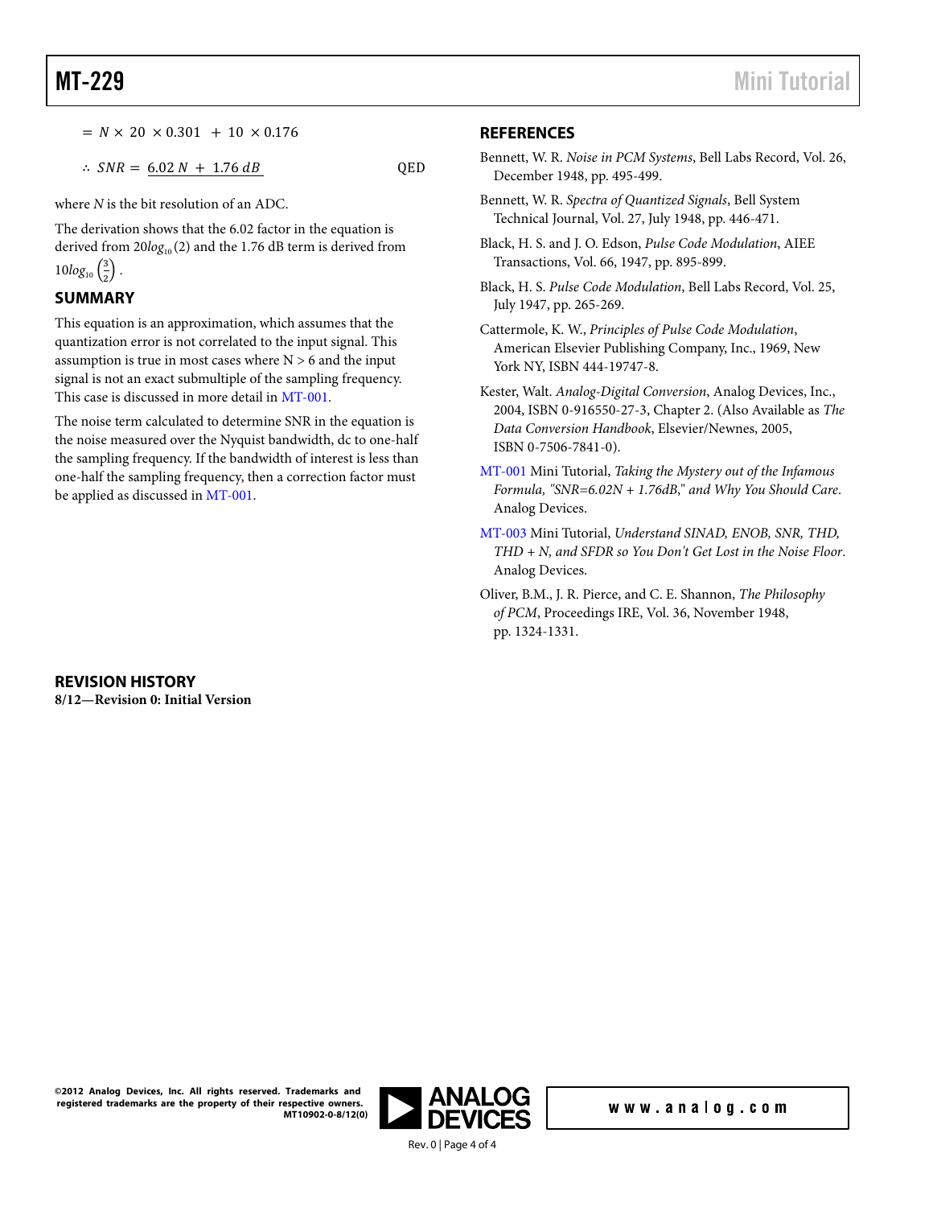$$= N \times 20 \times 0.301 + 10 \times 0.176$$

$$\therefore SNR = \underline{6.02\,N + 1.76\,dB} \qquad \text{QED}$$

where *N* is the bit resolution of an ADC.

The derivation shows that the 6.02 factor in the equation is derived from $20log_{10}(2)$ and the 1.76 dB term is derived from $10log_{10}\left(\frac{3}{2}\right)$.

## SUMMARY

This equation is an approximation, which assumes that the quantization error is not correlated to the input signal. This assumption is true in most cases where N > 6 and the input signal is not an exact submultiple of the sampling frequency. This case is discussed in more detail in MT-001.

The noise term calculated to determine SNR in the equation is the noise measured over the Nyquist bandwidth, dc to one-half the sampling frequency. If the bandwidth of interest is less than one-half the sampling frequency, then a correction factor must be applied as discussed in MT-001.

## REFERENCES

Bennett, W. R. *Noise in PCM Systems*, Bell Labs Record, Vol. 26, December 1948, pp. 495-499.

Bennett, W. R. *Spectra of Quantized Signals*, Bell System Technical Journal, Vol. 27, July 1948, pp. 446-471.

Black, H. S. and J. O. Edson, *Pulse Code Modulation*, AIEE Transactions, Vol. 66, 1947, pp. 895-899.

Black, H. S. *Pulse Code Modulation*, Bell Labs Record, Vol. 25, July 1947, pp. 265-269.

Cattermole, K. W., *Principles of Pulse Code Modulation*, American Elsevier Publishing Company, Inc., 1969, New York NY, ISBN 444-19747-8.

Kester, Walt. *Analog-Digital Conversion*, Analog Devices, Inc., 2004, ISBN 0-916550-27-3, Chapter 2. (Also Available as *The Data Conversion Handbook*, Elsevier/Newnes, 2005, ISBN 0-7506-7841-0).

MT-001 Mini Tutorial, *Taking the Mystery out of the Infamous Formula, "SNR=6.02N + 1.76dB," and Why You Should Care*. Analog Devices.

MT-003 Mini Tutorial, *Understand SINAD, ENOB, SNR, THD, THD + N, and SFDR so You Don't Get Lost in the Noise Floor*. Analog Devices.

Oliver, B.M., J. R. Pierce, and C. E. Shannon, *The Philosophy of PCM*, Proceedings IRE, Vol. 36, November 1948, pp. 1324-1331.

## REVISION HISTORY

**8/12—Revision 0: Initial Version**

©2012 Analog Devices, Inc. All rights reserved. Trademarks and registered trademarks are the property of their respective owners.
MT10902-0-8/12(0)

www.analog.com